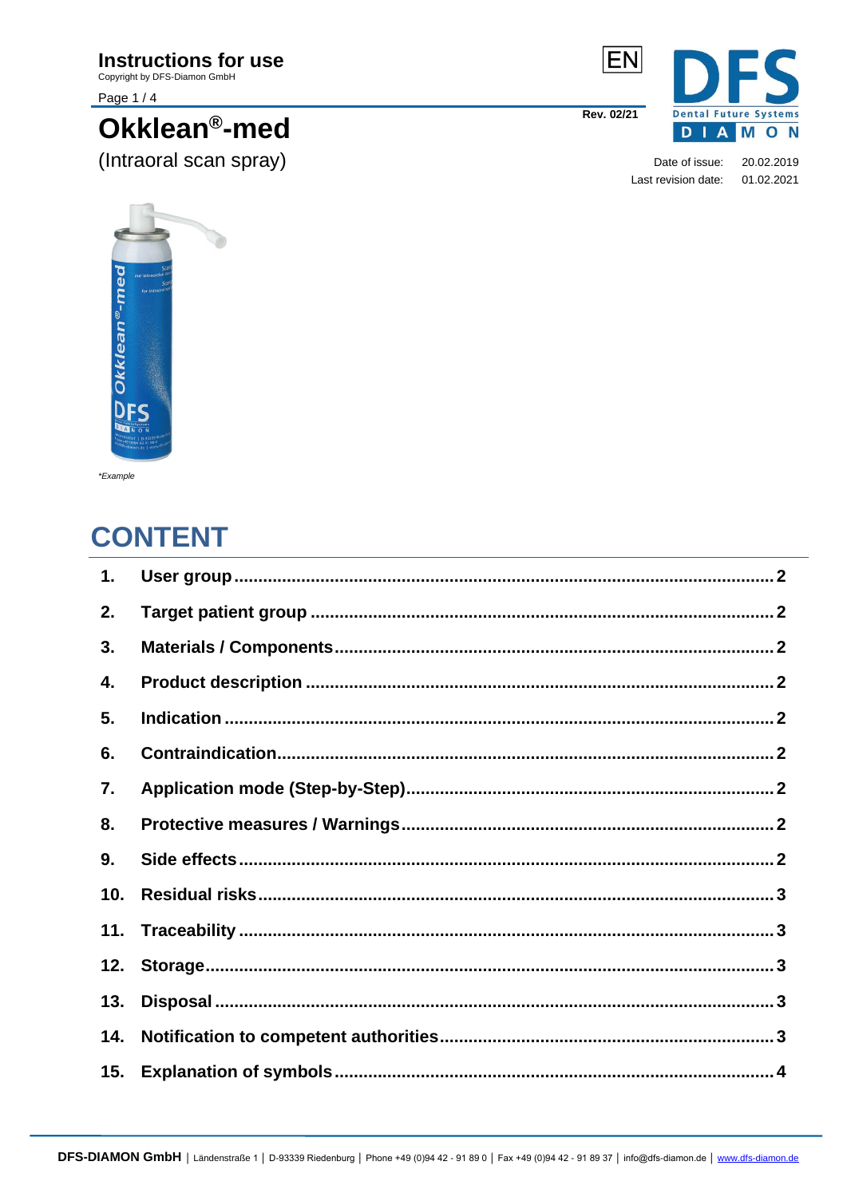# Instructions for use

Copyright by DFS-Diamon GmbH

EN

Rev. 02/21

# Okklean®-med

(Intraoral scan spray)

Date of issue: 20.02.2019
Last revision date: 01.02.2021

*Example

## CONTENT

| | | |
|---|---|---|
| 1. | User group | 2 |
| 2. | Target patient group | 2 |
| 3. | Materials / Components | 2 |
| 4. | Product description | 2 |
| 5. | Indication | 2 |
| 6. | Contraindication | 2 |
| 7. | Application mode (Step-by-Step) | 2 |
| 8. | Protective measures / Warnings | 2 |
| 9. | Side effects | 2 |
| 10. | Residual risks | 3 |
| 11. | Traceability | 3 |
| 12. | Storage | 3 |
| 13. | Disposal | 3 |
| 14. | Notification to competent authorities | 3 |
| 15. | Explanation of symbols | 4 |

**DFS-DIAMON GmbH** | Ländenstraße 1 | D-93339 Riedenburg | Phone +49 (0)94 42 - 91 89 0 | Fax +49 (0)94 42 - 91 89 37 | info@dfs-diamon.de | www.dfs-diamon.de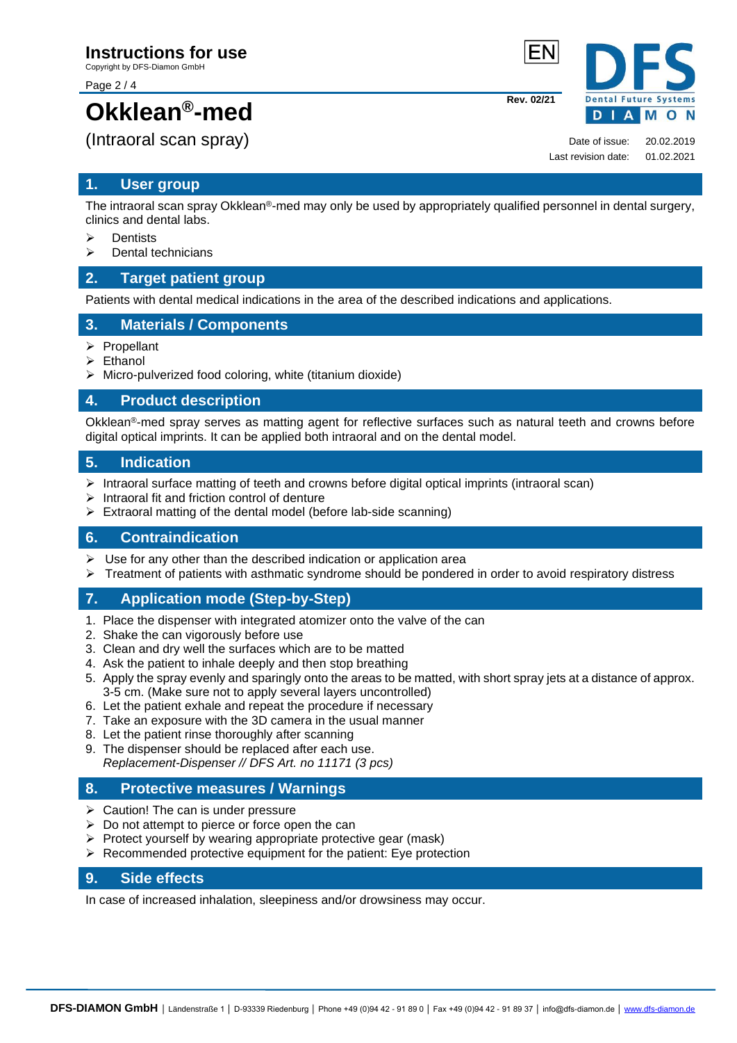# Okklean®-med

(Intraoral scan spray)

Rev. 02/21

Date of issue: 20.02.2019
Last revision date: 01.02.2021

## 1. User group

The intraoral scan spray Okklean®-med may only be used by appropriately qualified personnel in dental surgery, clinics and dental labs.

- Dentists
- Dental technicians

## 2. Target patient group

Patients with dental medical indications in the area of the described indications and applications.

## 3. Materials / Components

- Propellant
- Ethanol
- Micro-pulverized food coloring, white (titanium dioxide)

## 4. Product description

Okklean®-med spray serves as matting agent for reflective surfaces such as natural teeth and crowns before digital optical imprints. It can be applied both intraoral and on the dental model.

## 5. Indication

- Intraoral surface matting of teeth and crowns before digital optical imprints (intraoral scan)
- Intraoral fit and friction control of denture
- Extraoral matting of the dental model (before lab-side scanning)

## 6. Contraindication

- Use for any other than the described indication or application area
- Treatment of patients with asthmatic syndrome should be pondered in order to avoid respiratory distress

## 7. Application mode (Step-by-Step)

1. Place the dispenser with integrated atomizer onto the valve of the can
2. Shake the can vigorously before use
3. Clean and dry well the surfaces which are to be matted
4. Ask the patient to inhale deeply and then stop breathing
5. Apply the spray evenly and sparingly onto the areas to be matted, with short spray jets at a distance of approx. 3-5 cm. (Make sure not to apply several layers uncontrolled)
6. Let the patient exhale and repeat the procedure if necessary
7. Take an exposure with the 3D camera in the usual manner
8. Let the patient rinse thoroughly after scanning
9. The dispenser should be replaced after each use.
   *Replacement-Dispenser // DFS Art. no 11171 (3 pcs)*

## 8. Protective measures / Warnings

- Caution! The can is under pressure
- Do not attempt to pierce or force open the can
- Protect yourself by wearing appropriate protective gear (mask)
- Recommended protective equipment for the patient: Eye protection

## 9. Side effects

In case of increased inhalation, sleepiness and/or drowsiness may occur.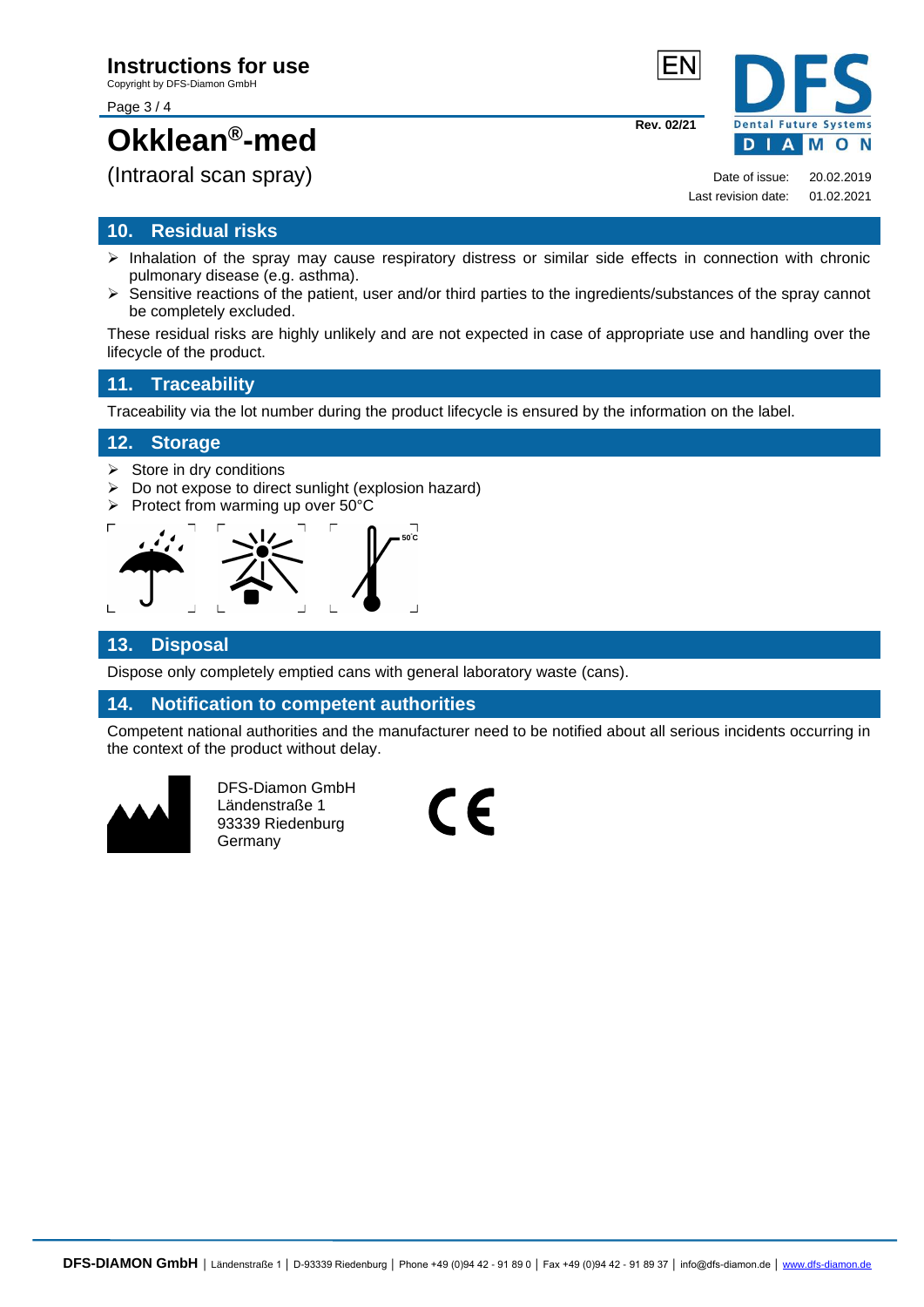# Okklean®-med

(Intraoral scan spray)

## 10. Residual risks

- Inhalation of the spray may cause respiratory distress or similar side effects in connection with chronic pulmonary disease (e.g. asthma).
- Sensitive reactions of the patient, user and/or third parties to the ingredients/substances of the spray cannot be completely excluded.

These residual risks are highly unlikely and are not expected in case of appropriate use and handling over the lifecycle of the product.

## 11. Traceability

Traceability via the lot number during the product lifecycle is ensured by the information on the label.

## 12. Storage

- Store in dry conditions
- Do not expose to direct sunlight (explosion hazard)
- Protect from warming up over 50°C

50°C

## 13. Disposal

Dispose only completely emptied cans with general laboratory waste (cans).

## 14. Notification to competent authorities

Competent national authorities and the manufacturer need to be notified about all serious incidents occurring in the context of the product without delay.

DFS-Diamon GmbH
Ländenstraße 1
93339 Riedenburg
Germany

CE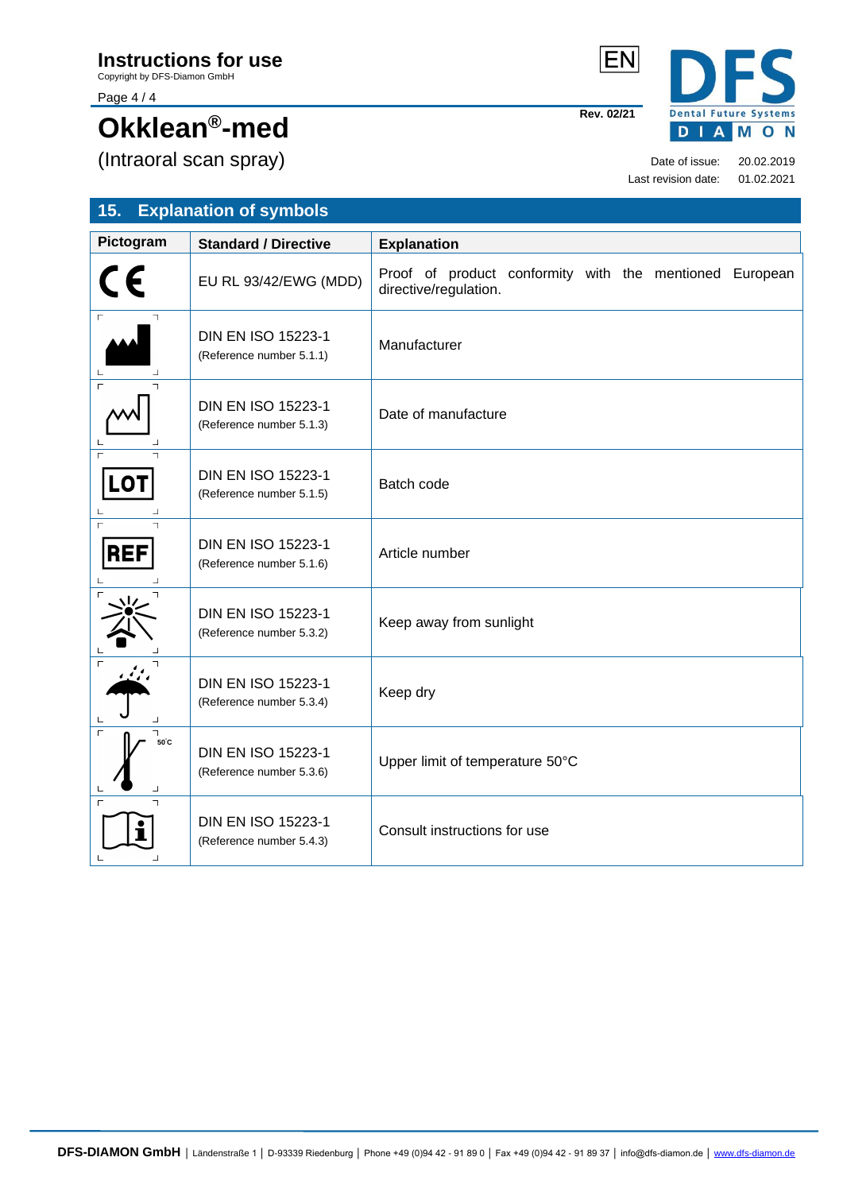## 15. Explanation of symbols

| Pictogram | Standard / Directive | Explanation |
|---|---|---|
| CE | EU RL 93/42/EWG (MDD) | Proof of product conformity with the mentioned European directive/regulation. |
| | DIN EN ISO 15223-1 (Reference number 5.1.1) | Manufacturer |
| | DIN EN ISO 15223-1 (Reference number 5.1.3) | Date of manufacture |
| LOT | DIN EN ISO 15223-1 (Reference number 5.1.5) | Batch code |
| REF | DIN EN ISO 15223-1 (Reference number 5.1.6) | Article number |
| | DIN EN ISO 15223-1 (Reference number 5.3.2) | Keep away from sunlight |
| | DIN EN ISO 15223-1 (Reference number 5.3.4) | Keep dry |
| 50°C | DIN EN ISO 15223-1 (Reference number 5.3.6) | Upper limit of temperature 50°C |
| | DIN EN ISO 15223-1 (Reference number 5.4.3) | Consult instructions for use |